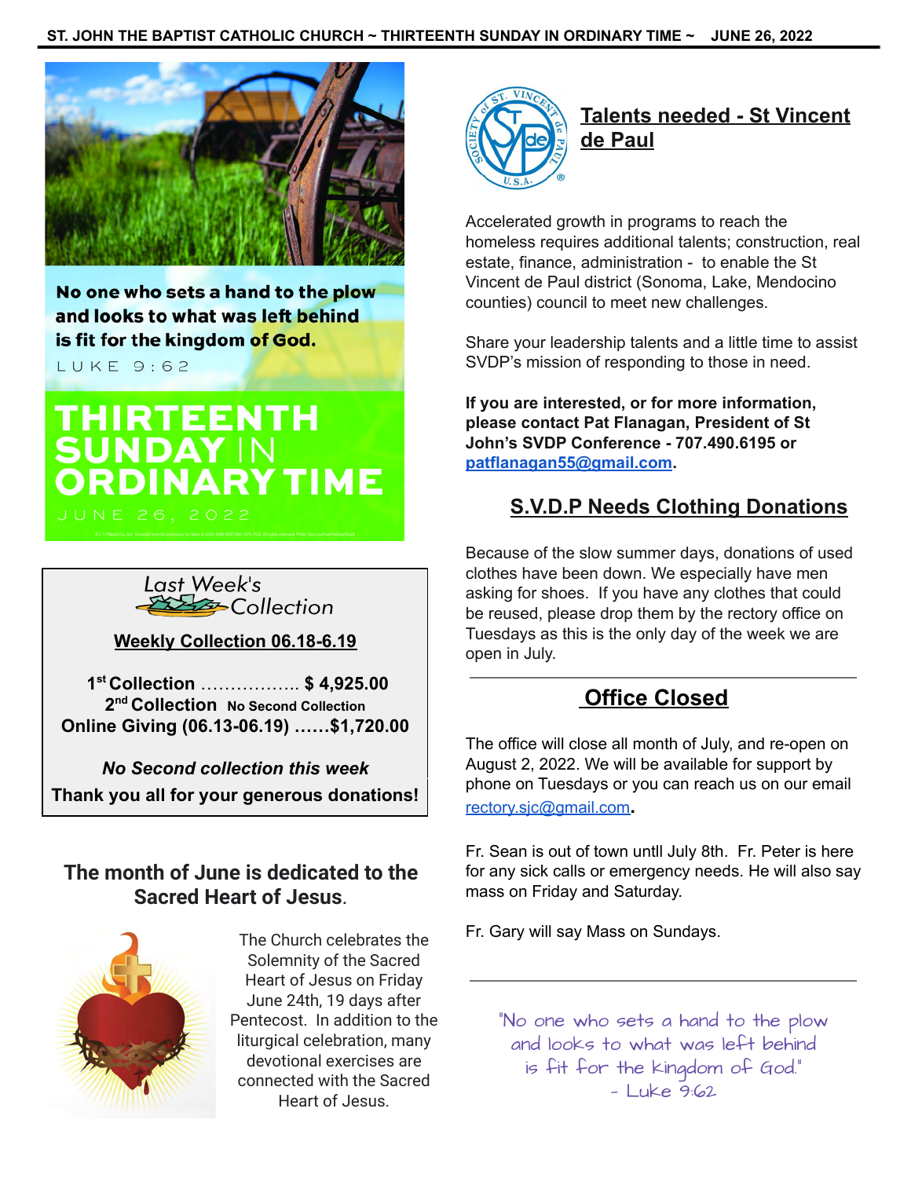No one who sets a hand to the plow and looks to what was left behind is fit for the kingdom of God.

LUKE 9:62

# THIRTEENTH SUNDAY IN ORDINARY TIME

JUNE 26, 2022

## Last Week's Collection

**Weekly Collection 06.18-6.19**

**1st Collection …………….. $ 4,925.00**
**2nd Collection No Second Collection**
**Online Giving (06.13-06.19) ……$1,720.00**

***No Second collection this week***
**Thank you all for your generous donations!**

## The month of June is dedicated to the Sacred Heart of Jesus.

The Church celebrates the Solemnity of the Sacred Heart of Jesus on Friday June 24th, 19 days after Pentecost. In addition to the liturgical celebration, many devotional exercises are connected with the Sacred Heart of Jesus.

## Talents needed - St Vincent de Paul

Accelerated growth in programs to reach the homeless requires additional talents; construction, real estate, finance, administration - to enable the St Vincent de Paul district (Sonoma, Lake, Mendocino counties) council to meet new challenges.

Share your leadership talents and a little time to assist SVDP's mission of responding to those in need.

**If you are interested, or for more information, please contact Pat Flanagan, President of St John's SVDP Conference - 707.490.6195 or patflanagan55@gmail.com.**

## S.V.D.P Needs Clothing Donations

Because of the slow summer days, donations of used clothes have been down. We especially have men asking for shoes. If you have any clothes that could be reused, please drop them by the rectory office on Tuesdays as this is the only day of the week we are open in July.

## Office Closed

The office will close all month of July, and re-open on August 2, 2022. We will be available for support by phone on Tuesdays or you can reach us on our email rectory.sjc@gmail.com.

Fr. Sean is out of town untll July 8th. Fr. Peter is here for any sick calls or emergency needs. He will also say mass on Friday and Saturday.

Fr. Gary will say Mass on Sundays.

"No one who sets a hand to the plow and looks to what was left behind is fit for the kingdom of God."
- Luke 9:62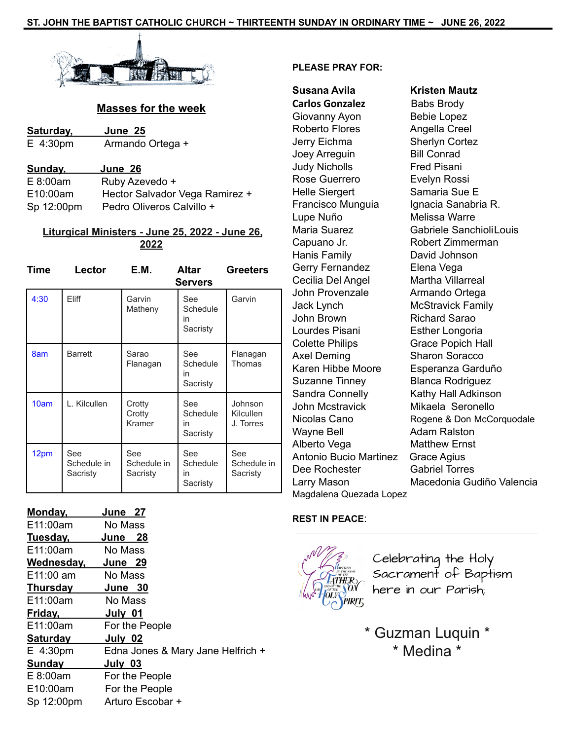ST. JOHN THE BAPTIST CATHOLIC CHURCH ~ THIRTEENTH SUNDAY IN ORDINARY TIME ~ JUNE 26, 2022

## Masses for the week

**Saturday, June 25**
E 4:30pm Armando Ortega +

**Sunday, June 26**
E 8:00am Ruby Azevedo +
E10:00am Hector Salvador Vega Ramirez +
Sp 12:00pm Pedro Oliveros Calvillo +

### Liturgical Ministers - June 25, 2022 - June 26, 2022

| Time | Lector | E.M. | Altar Servers | Greeters |
|---|---|---|---|---|
| 4:30 | Eliff | Garvin Matheny | See Schedule in Sacristy | Garvin |
| 8am | Barrett | Sarao Flanagan | See Schedule in Sacristy | Flanagan Thomas |
| 10am | L. Kilcullen | Crotty Crotty Kramer | See Schedule in Sacristy | Johnson Kilcullen J. Torres |
| 12pm | See Schedule in Sacristy | See Schedule in Sacristy | See Schedule in Sacristy | See Schedule in Sacristy |

**Monday, June 27**
E11:00am No Mass
**Tuesday, June 28**
E11:00am No Mass
**Wednesday, June 29**
E11:00 am No Mass
**Thursday June 30**
E11:00am No Mass
**Friday, July 01**
E11:00am For the People
**Saturday July 02**
E 4:30pm Edna Jones & Mary Jane Helfrich +
**Sunday July 03**
E 8:00am For the People
E10:00am For the People
Sp 12:00pm Arturo Escobar +

**PLEASE PRAY FOR:**

**Susana Avila**
**Carlos Gonzalez**
Giovanny Ayon
Roberto Flores
Jerry Eichma
Joey Arreguin
Judy Nicholls
Rose Guerrero
Helle Siergert
Francisco Munguia
Lupe Nuño
Maria Suarez
Capuano Jr.
Hanis Family
Gerry Fernandez
Cecilia Del Angel
John Provenzale
Jack Lynch
John Brown
Lourdes Pisani
Colette Philips
Axel Deming
Karen Hibbe Moore
Suzanne Tinney
Sandra Connelly
John Mcstravick
Nicolas Cano
Wayne Bell
Alberto Vega
Antonio Bucio Martinez
Dee Rochester
Larry Mason
Magdalena Quezada Lopez
**Kristen Mautz**
Babs Brody
Bebie Lopez
Angella Creel
Sherlyn Cortez
Bill Conrad
Fred Pisani
Evelyn Rossi
Samaria Sue E
Ignacia Sanabria R.
Melissa Warre
Gabriele SanchioliLouis
Robert Zimmerman
David Johnson
Elena Vega
Martha Villarreal
Armando Ortega
McStravick Family
Richard Sarao
Esther Longoria
Grace Popich Hall
Sharon Soracco
Esperanza Garduño
Blanca Rodriguez
Kathy Hall Adkinson
Mikaela Seronello
Rogene & Don McCorquodale
Adam Ralston
Matthew Ernst
Grace Agius
Gabriel Torres
Macedonia Gudiño Valencia

**REST IN PEACE**:

Celebrating the Holy Sacrament of Baptism here in our Parish;

\* Guzman Luquin \*
\* Medina \*